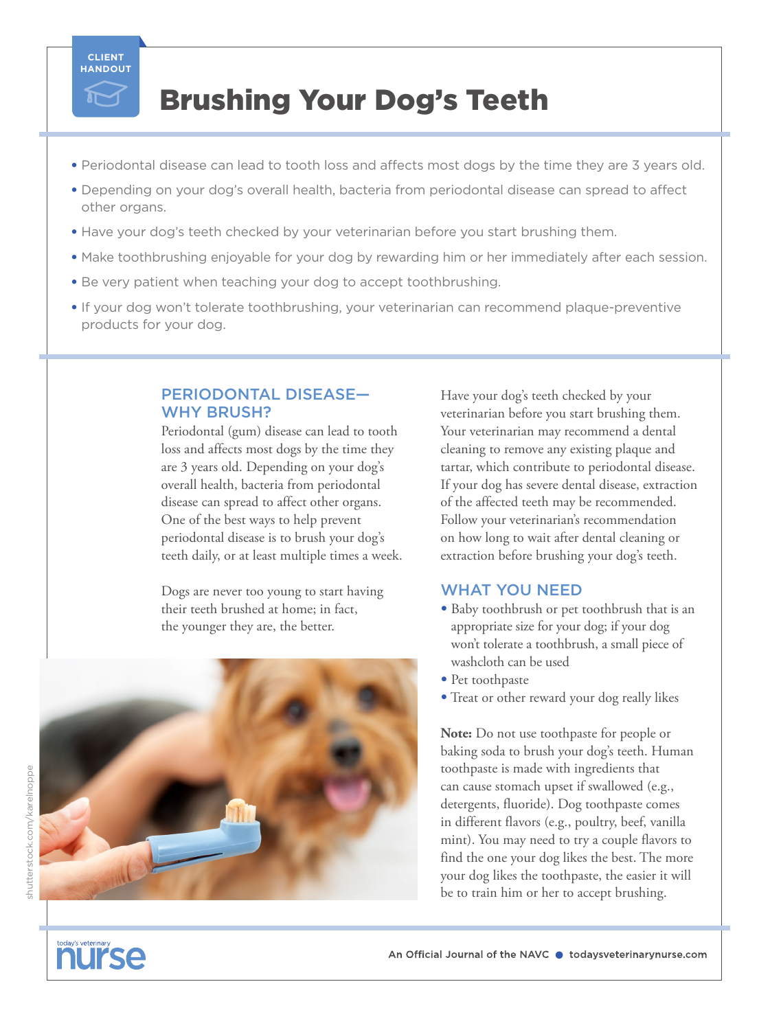CLIENT HANDOUT

# Brushing Your Dog's Teeth

- Periodontal disease can lead to tooth loss and affects most dogs by the time they are 3 years old.
- Depending on your dog's overall health, bacteria from periodontal disease can spread to affect other organs.
- Have your dog's teeth checked by your veterinarian before you start brushing them.
- Make toothbrushing enjoyable for your dog by rewarding him or her immediately after each session.
- Be very patient when teaching your dog to accept toothbrushing.
- If your dog won't tolerate toothbrushing, your veterinarian can recommend plaque-preventive products for your dog.

## PERIODONTAL DISEASE—WHY BRUSH?

Periodontal (gum) disease can lead to tooth loss and affects most dogs by the time they are 3 years old. Depending on your dog's overall health, bacteria from periodontal disease can spread to affect other organs. One of the best ways to help prevent periodontal disease is to brush your dog's teeth daily, or at least multiple times a week.

Dogs are never too young to start having their teeth brushed at home; in fact, the younger they are, the better.

Have your dog's teeth checked by your veterinarian before you start brushing them. Your veterinarian may recommend a dental cleaning to remove any existing plaque and tartar, which contribute to periodontal disease. If your dog has severe dental disease, extraction of the affected teeth may be recommended. Follow your veterinarian's recommendation on how long to wait after dental cleaning or extraction before brushing your dog's teeth.

## WHAT YOU NEED

- Baby toothbrush or pet toothbrush that is an appropriate size for your dog; if your dog won't tolerate a toothbrush, a small piece of washcloth can be used
- Pet toothpaste
- Treat or other reward your dog really likes

**Note:** Do not use toothpaste for people or baking soda to brush your dog's teeth. Human toothpaste is made with ingredients that can cause stomach upset if swallowed (e.g., detergents, fluoride). Dog toothpaste comes in different flavors (e.g., poultry, beef, vanilla mint). You may need to try a couple flavors to find the one your dog likes the best. The more your dog likes the toothpaste, the easier it will be to train him or her to accept brushing.

shutterstock.com/karelnoppe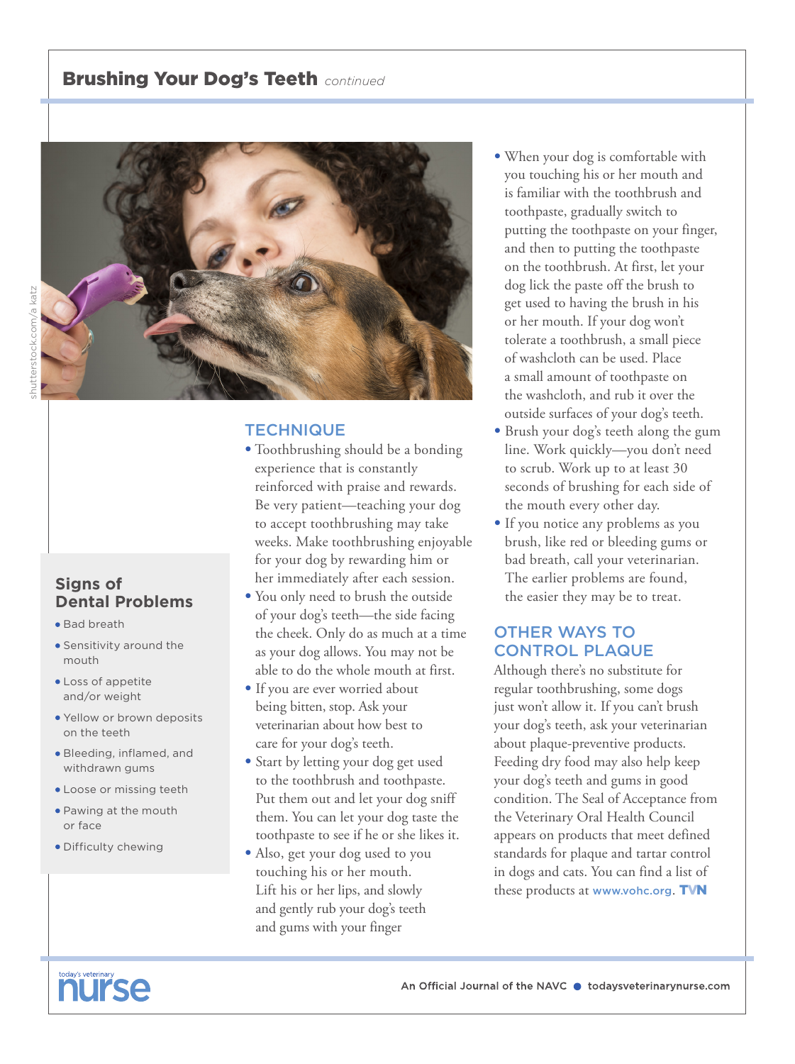## Signs of Dental Problems

- Bad breath
- Sensitivity around the mouth
- Loss of appetite and/or weight
- Yellow or brown deposits on the teeth
- Bleeding, inflamed, and withdrawn gums
- Loose or missing teeth
- Pawing at the mouth or face
- Difficulty chewing

## TECHNIQUE

- Toothbrushing should be a bonding experience that is constantly reinforced with praise and rewards. Be very patient—teaching your dog to accept toothbrushing may take weeks. Make toothbrushing enjoyable for your dog by rewarding him or her immediately after each session.
- You only need to brush the outside of your dog's teeth—the side facing the cheek. Only do as much at a time as your dog allows. You may not be able to do the whole mouth at first.
- If you are ever worried about being bitten, stop. Ask your veterinarian about how best to care for your dog's teeth.
- Start by letting your dog get used to the toothbrush and toothpaste. Put them out and let your dog sniff them. You can let your dog taste the toothpaste to see if he or she likes it.
- Also, get your dog used to you touching his or her mouth. Lift his or her lips, and slowly and gently rub your dog's teeth and gums with your finger
- When your dog is comfortable with you touching his or her mouth and is familiar with the toothbrush and toothpaste, gradually switch to putting the toothpaste on your finger, and then to putting the toothpaste on the toothbrush. At first, let your dog lick the paste off the brush to get used to having the brush in his or her mouth. If your dog won't tolerate a toothbrush, a small piece of washcloth can be used. Place a small amount of toothpaste on the washcloth, and rub it over the outside surfaces of your dog's teeth.
- Brush your dog's teeth along the gum line. Work quickly—you don't need to scrub. Work up to at least 30 seconds of brushing for each side of the mouth every other day.
- If you notice any problems as you brush, like red or bleeding gums or bad breath, call your veterinarian. The earlier problems are found, the easier they may be to treat.

## OTHER WAYS TO CONTROL PLAQUE

Although there's no substitute for regular toothbrushing, some dogs just won't allow it. If you can't brush your dog's teeth, ask your veterinarian about plaque-preventive products. Feeding dry food may also help keep your dog's teeth and gums in good condition. The Seal of Acceptance from the Veterinary Oral Health Council appears on products that meet defined standards for plaque and tartar control in dogs and cats. You can find a list of these products at www.vohc.org. TVN